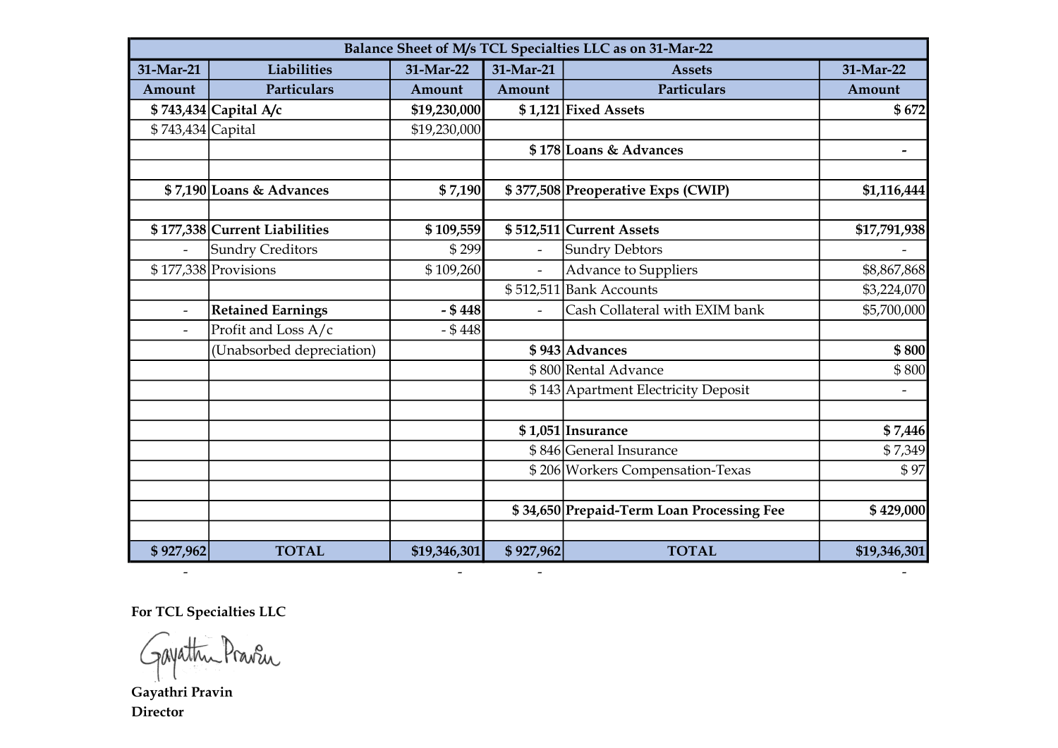| Balance Sheet of M/s TCL Specialties LLC as on 31-Mar-22 | | | | | |
|---|---|---|---|---|---|
| 31-Mar-21 | Liabilities | 31-Mar-22 | 31-Mar-21 | Assets | 31-Mar-22 |
| Amount | Particulars | Amount | Amount | Particulars | Amount |
| **$ 743,434** | **Capital A/c** | **$19,230,000** | **$ 1,121** | **Fixed Assets** | **$ 672** |
| $ 743,434 | Capital | $19,230,000 | | | |
| | | | **$ 178** | **Loans & Advances** | **-** |
| | | | | | |
| **$ 7,190** | **Loans & Advances** | **$ 7,190** | **$ 377,508** | **Preoperative Exps (CWIP)** | **$1,116,444** |
| | | | | | |
| **$ 177,338** | **Current Liabilities** | **$ 109,559** | **$ 512,511** | **Current Assets** | **$17,791,938** |
| - | Sundry Creditors | $ 299 | - | Sundry Debtors | - |
| $ 177,338 | Provisions | $ 109,260 | - | Advance to Suppliers | $8,867,868 |
| | | | $ 512,511 | Bank Accounts | $3,224,070 |
| - | **Retained Earnings** | **- $ 448** | - | Cash Collateral with EXIM bank | $5,700,000 |
| - | Profit and Loss A/c | - $ 448 | | | |
| | (Unabsorbed depreciation) | | **$ 943** | **Advances** | **$ 800** |
| | | | $ 800 | Rental Advance | $ 800 |
| | | | $ 143 | Apartment Electricity Deposit | - |
| | | | | | |
| | | | **$ 1,051** | **Insurance** | **$ 7,446** |
| | | | $ 846 | General Insurance | $ 7,349 |
| | | | $ 206 | Workers Compensation-Texas | $ 97 |
| | | | | | |
| | | | **$ 34,650** | **Prepaid-Term Loan Processing Fee** | **$ 429,000** |
| | | | | | |
| **$ 927,962** | **TOTAL** | **$19,346,301** | **$ 927,962** | **TOTAL** | **$19,346,301** |
| - | | - | - | | - |

**For TCL Specialties LLC**

Gayathri Pravin

**Gayathri Pravin**
**Director**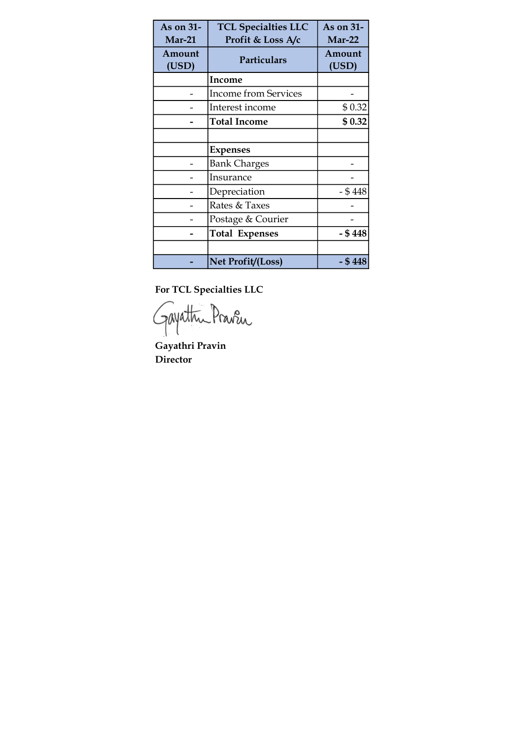| As on 31-Mar-21 | TCL Specialties LLC Profit & Loss A/c | As on 31-Mar-22 |
|---|---|---|
| **Amount (USD)** | **Particulars** | **Amount (USD)** |
| | **Income** | |
| - | Income from Services | - |
| - | Interest income | $ 0.32 |
| **-** | **Total Income** | **$ 0.32** |
| | | |
| | **Expenses** | |
| - | Bank Charges | - |
| - | Insurance | - |
| - | Depreciation | - $ 448 |
| - | Rates & Taxes | - |
| - | Postage & Courier | - |
| **-** | **Total Expenses** | **- $ 448** |
| | | |
| **-** | **Net Profit/(Loss)** | **- $ 448** |

**For TCL Specialties LLC**

Gayathri Pravin

**Gayathri Pravin**
**Director**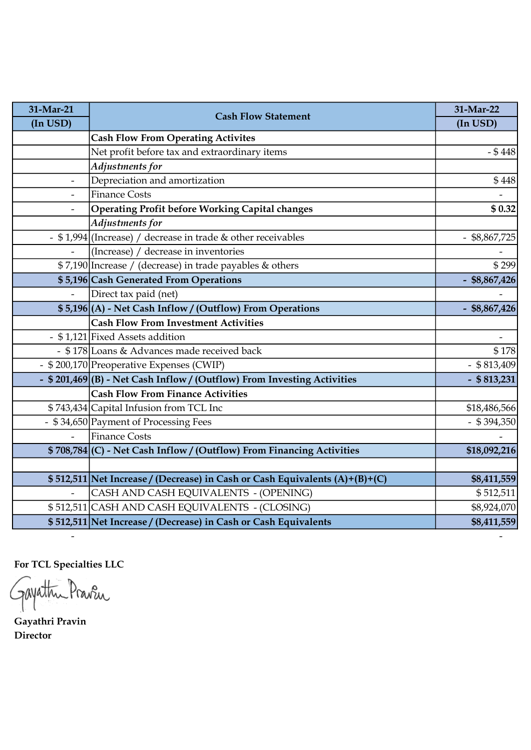| 31-Mar-21 (In USD) | Cash Flow Statement | 31-Mar-22 (In USD) |
|---|---|---|
| | **Cash Flow From Operating Activites** | |
| | Net profit before tax and extraordinary items | - $ 448 |
| | *Adjustments for* | |
| - | Depreciation and amortization | $ 448 |
| - | Finance Costs | - |
| - | **Operating Profit before Working Capital changes** | **$ 0.32** |
| | *Adjustments for* | |
| - $ 1,994 | (Increase) / decrease in trade & other receivables | - $8,867,725 |
| - | (Increase) / decrease in inventories | - |
| $ 7,190 | Increase / (decrease) in trade payables & others | $ 299 |
| **$ 5,196** | **Cash Generated From Operations** | **- $8,867,426** |
| - | Direct tax paid (net) | - |
| **$ 5,196** | **(A) - Net Cash Inflow / (Outflow) From Operations** | **- $8,867,426** |
| | **Cash Flow From Investment Activities** | |
| - $ 1,121 | Fixed Assets addition | - |
| - $ 178 | Loans & Advances made received back | $ 178 |
| - $ 200,170 | Preoperative Expenses (CWIP) | - $ 813,409 |
| **- $ 201,469** | **(B) - Net Cash Inflow / (Outflow) From Investing Activities** | **- $ 813,231** |
| | **Cash Flow From Finance Activities** | |
| $ 743,434 | Capital Infusion from TCL Inc | $18,486,566 |
| - $ 34,650 | Payment of Processing Fees | - $ 394,350 |
| - | Finance Costs | - |
| **$ 708,784** | **(C) - Net Cash Inflow / (Outflow) From Financing Activities** | **$18,092,216** |
| | | |
| **$ 512,511** | **Net Increase / (Decrease) in Cash or Cash Equivalents (A)+(B)+(C)** | **$8,411,559** |
| - | CASH AND CASH EQUIVALENTS - (OPENING) | $ 512,511 |
| $ 512,511 | CASH AND CASH EQUIVALENTS - (CLOSING) | $8,924,070 |
| **$ 512,511** | **Net Increase / (Decrease) in Cash or Cash Equivalents** | **$8,411,559** |
| - | | - |

**For TCL Specialties LLC**

Gayathri Pravin

**Gayathri Pravin**
**Director**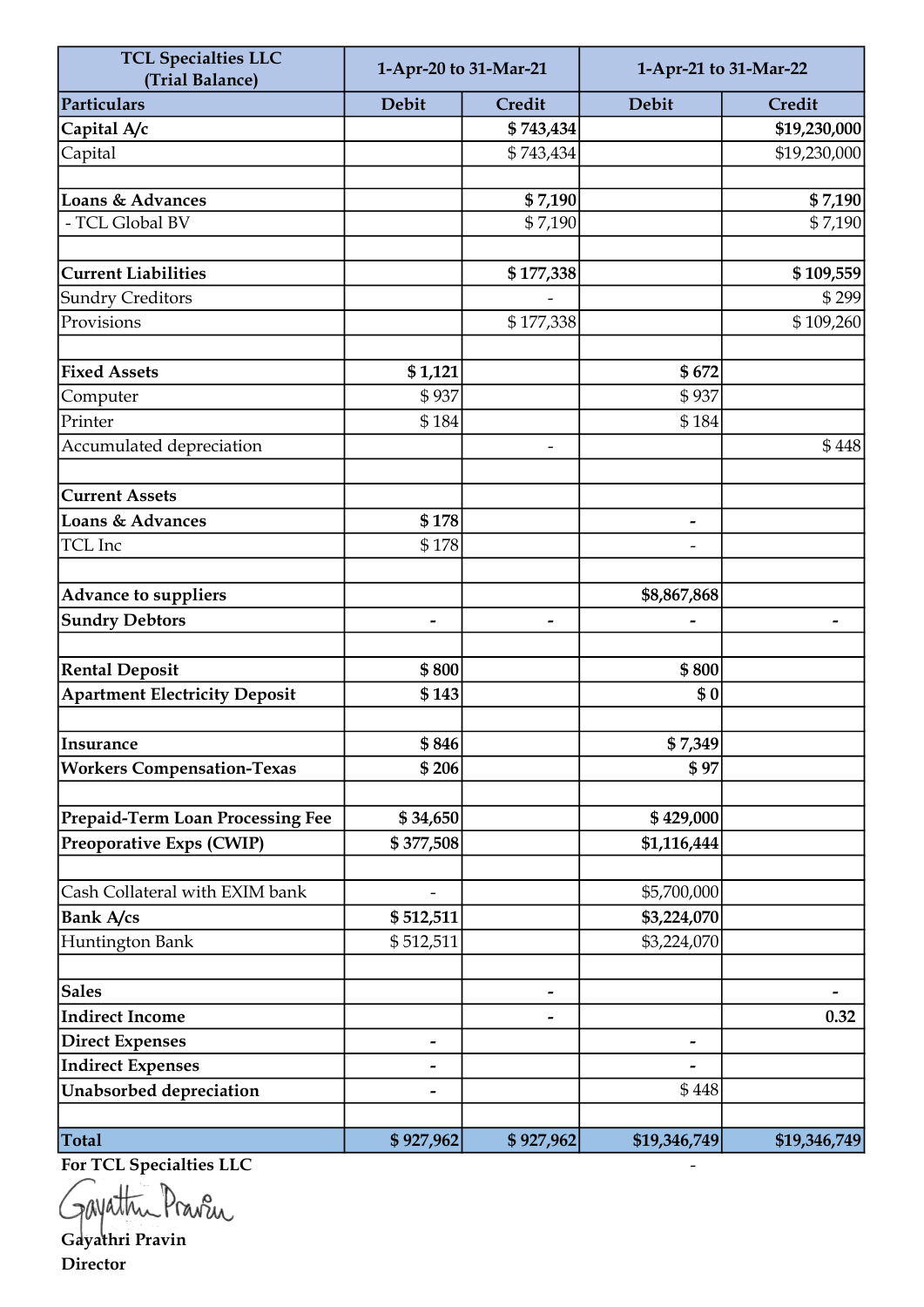| TCL Specialties LLC (Trial Balance) | 1-Apr-20 to 31-Mar-21 | | 1-Apr-21 to 31-Mar-22 | |
|---|---|---|---|---|
| **Particulars** | **Debit** | **Credit** | **Debit** | **Credit** |
| **Capital A/c** | | **$ 743,434** | | **$19,230,000** |
| Capital | | $ 743,434 | | $19,230,000 |
| | | | | |
| **Loans & Advances** | | **$ 7,190** | | **$ 7,190** |
| - TCL Global BV | | $ 7,190 | | $ 7,190 |
| | | | | |
| **Current Liabilities** | | **$ 177,338** | | **$ 109,559** |
| Sundry Creditors | | - | | $ 299 |
| Provisions | | $ 177,338 | | $ 109,260 |
| | | | | |
| **Fixed Assets** | **$ 1,121** | | **$ 672** | |
| Computer | $ 937 | | $ 937 | |
| Printer | $ 184 | | $ 184 | |
| Accumulated depreciation | | - | | $ 448 |
| | | | | |
| **Current Assets** | | | | |
| **Loans & Advances** | **$ 178** | | **-** | |
| TCL Inc | $ 178 | | - | |
| | | | | |
| **Advance to suppliers** | | | **$8,867,868** | |
| **Sundry Debtors** | **-** | **-** | **-** | **-** |
| | | | | |
| **Rental Deposit** | **$ 800** | | **$ 800** | |
| **Apartment Electricity Deposit** | **$ 143** | | **$ 0** | |
| | | | | |
| **Insurance** | **$ 846** | | **$ 7,349** | |
| **Workers Compensation-Texas** | **$ 206** | | **$ 97** | |
| | | | | |
| **Prepaid-Term Loan Processing Fee** | **$ 34,650** | | **$ 429,000** | |
| **Preoporative Exps (CWIP)** | **$ 377,508** | | **$1,116,444** | |
| | | | | |
| Cash Collateral with EXIM bank | - | | $5,700,000 | |
| **Bank A/cs** | **$ 512,511** | | **$3,224,070** | |
| Huntington Bank | $ 512,511 | | $3,224,070 | |
| | | | | |
| **Sales** | | **-** | | **-** |
| **Indirect Income** | | **-** | | **0.32** |
| **Direct Expenses** | **-** | | **-** | |
| **Indirect Expenses** | **-** | | **-** | |
| **Unabsorbed depreciation** | **-** | | $ 448 | |
| | | | | |
| **Total** | **$ 927,962** | **$ 927,962** | **$19,346,749** | **$19,346,749** |

**For TCL Specialties LLC**

**Gayathri Pravin**
**Director**